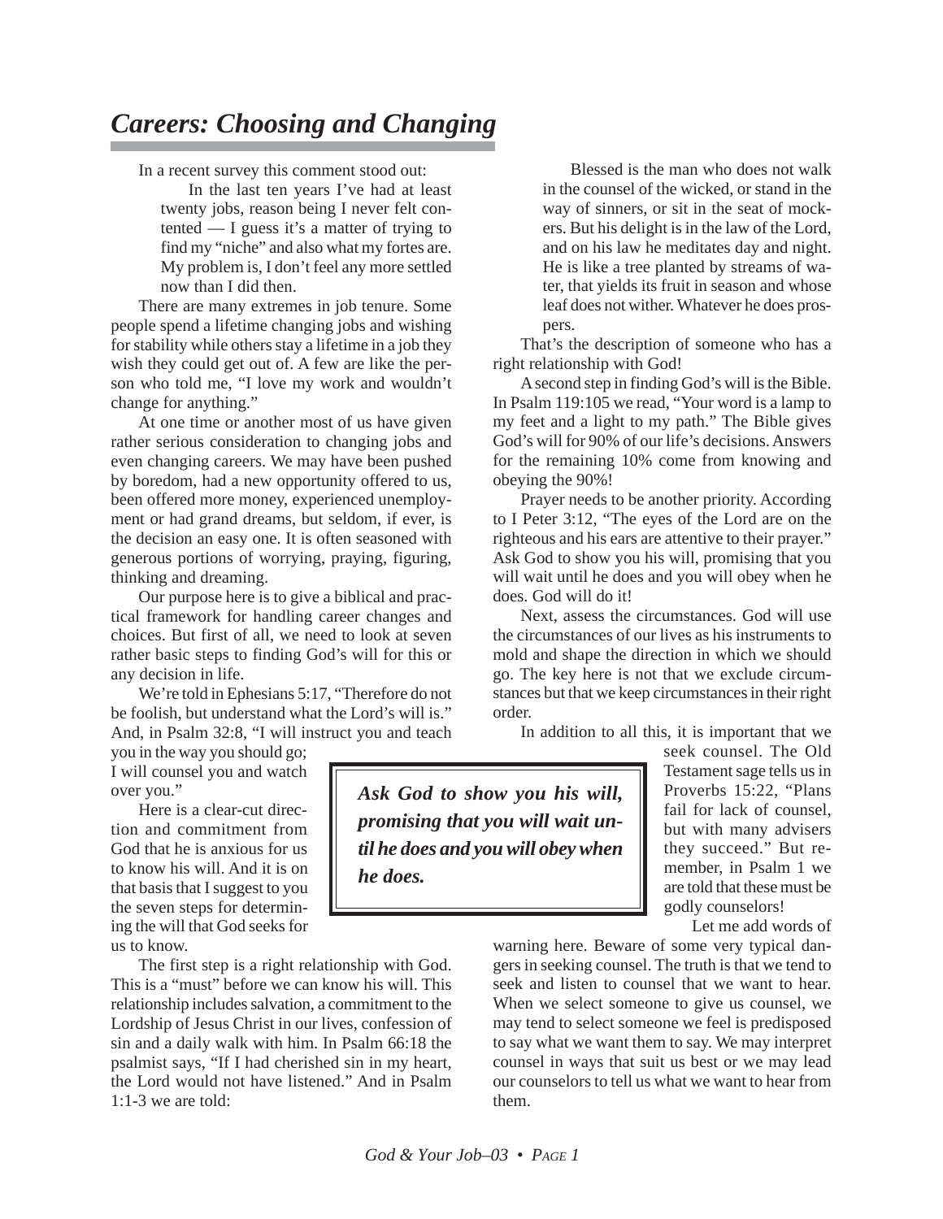# Careers: Choosing and Changing

In a recent survey this comment stood out:

> In the last ten years I've had at least twenty jobs, reason being I never felt contented — I guess it's a matter of trying to find my "niche" and also what my fortes are. My problem is, I don't feel any more settled now than I did then.

There are many extremes in job tenure. Some people spend a lifetime changing jobs and wishing for stability while others stay a lifetime in a job they wish they could get out of. A few are like the person who told me, "I love my work and wouldn't change for anything."

At one time or another most of us have given rather serious consideration to changing jobs and even changing careers. We may have been pushed by boredom, had a new opportunity offered to us, been offered more money, experienced unemployment or had grand dreams, but seldom, if ever, is the decision an easy one. It is often seasoned with generous portions of worrying, praying, figuring, thinking and dreaming.

Our purpose here is to give a biblical and practical framework for handling career changes and choices. But first of all, we need to look at seven rather basic steps to finding God's will for this or any decision in life.

We're told in Ephesians 5:17, "Therefore do not be foolish, but understand what the Lord's will is." And, in Psalm 32:8, "I will instruct you and teach you in the way you should go; I will counsel you and watch over you."

Here is a clear-cut direction and commitment from God that he is anxious for us to know his will. And it is on that basis that I suggest to you the seven steps for determining the will that God seeks for us to know.

The first step is a right relationship with God. This is a "must" before we can know his will. This relationship includes salvation, a commitment to the Lordship of Jesus Christ in our lives, confession of sin and a daily walk with him. In Psalm 66:18 the psalmist says, "If I had cherished sin in my heart, the Lord would not have listened." And in Psalm 1:1-3 we are told:

> Blessed is the man who does not walk in the counsel of the wicked, or stand in the way of sinners, or sit in the seat of mockers. But his delight is in the law of the Lord, and on his law he meditates day and night. He is like a tree planted by streams of water, that yields its fruit in season and whose leaf does not wither. Whatever he does prospers.

That's the description of someone who has a right relationship with God!

A second step in finding God's will is the Bible. In Psalm 119:105 we read, "Your word is a lamp to my feet and a light to my path." The Bible gives God's will for 90% of our life's decisions. Answers for the remaining 10% come from knowing and obeying the 90%!

Prayer needs to be another priority. According to I Peter 3:12, "The eyes of the Lord are on the righteous and his ears are attentive to their prayer." Ask God to show you his will, promising that you will wait until he does and you will obey when he does. God will do it!

Next, assess the circumstances. God will use the circumstances of our lives as his instruments to mold and shape the direction in which we should go. The key here is not that we exclude circumstances but that we keep circumstances in their right order.

In addition to all this, it is important that we seek counsel. The Old Testament sage tells us in Proverbs 15:22, "Plans fail for lack of counsel, but with many advisers they succeed." But remember, in Psalm 1 we are told that these must be godly counselors!

> ***Ask God to show you his will, promising that you will wait until he does and you will obey when he does.***

Let me add words of warning here. Beware of some very typical dangers in seeking counsel. The truth is that we tend to seek and listen to counsel that we want to hear. When we select someone to give us counsel, we may tend to select someone we feel is predisposed to say what we want them to say. We may interpret counsel in ways that suit us best or we may lead our counselors to tell us what we want to hear from them.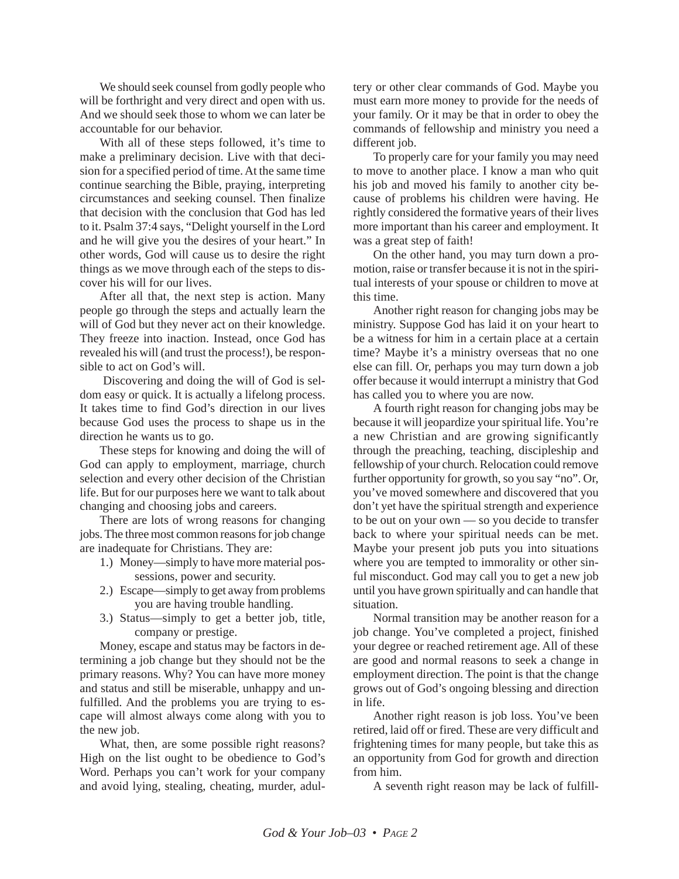We should seek counsel from godly people who will be forthright and very direct and open with us. And we should seek those to whom we can later be accountable for our behavior.

With all of these steps followed, it's time to make a preliminary decision. Live with that decision for a specified period of time. At the same time continue searching the Bible, praying, interpreting circumstances and seeking counsel. Then finalize that decision with the conclusion that God has led to it. Psalm 37:4 says, "Delight yourself in the Lord and he will give you the desires of your heart." In other words, God will cause us to desire the right things as we move through each of the steps to discover his will for our lives.

After all that, the next step is action. Many people go through the steps and actually learn the will of God but they never act on their knowledge. They freeze into inaction. Instead, once God has revealed his will (and trust the process!), be responsible to act on God's will.

Discovering and doing the will of God is seldom easy or quick. It is actually a lifelong process. It takes time to find God's direction in our lives because God uses the process to shape us in the direction he wants us to go.

These steps for knowing and doing the will of God can apply to employment, marriage, church selection and every other decision of the Christian life. But for our purposes here we want to talk about changing and choosing jobs and careers.

There are lots of wrong reasons for changing jobs. The three most common reasons for job change are inadequate for Christians. They are:

1.) Money—simply to have more material possessions, power and security.
2.) Escape—simply to get away from problems you are having trouble handling.
3.) Status—simply to get a better job, title, company or prestige.

Money, escape and status may be factors in determining a job change but they should not be the primary reasons. Why? You can have more money and status and still be miserable, unhappy and unfulfilled. And the problems you are trying to escape will almost always come along with you to the new job.

What, then, are some possible right reasons? High on the list ought to be obedience to God's Word. Perhaps you can't work for your company and avoid lying, stealing, cheating, murder, adultery or other clear commands of God. Maybe you must earn more money to provide for the needs of your family. Or it may be that in order to obey the commands of fellowship and ministry you need a different job.

To properly care for your family you may need to move to another place. I know a man who quit his job and moved his family to another city because of problems his children were having. He rightly considered the formative years of their lives more important than his career and employment. It was a great step of faith!

On the other hand, you may turn down a promotion, raise or transfer because it is not in the spiritual interests of your spouse or children to move at this time.

Another right reason for changing jobs may be ministry. Suppose God has laid it on your heart to be a witness for him in a certain place at a certain time? Maybe it's a ministry overseas that no one else can fill. Or, perhaps you may turn down a job offer because it would interrupt a ministry that God has called you to where you are now.

A fourth right reason for changing jobs may be because it will jeopardize your spiritual life. You're a new Christian and are growing significantly through the preaching, teaching, discipleship and fellowship of your church. Relocation could remove further opportunity for growth, so you say "no". Or, you've moved somewhere and discovered that you don't yet have the spiritual strength and experience to be out on your own — so you decide to transfer back to where your spiritual needs can be met. Maybe your present job puts you into situations where you are tempted to immorality or other sinful misconduct. God may call you to get a new job until you have grown spiritually and can handle that situation.

Normal transition may be another reason for a job change. You've completed a project, finished your degree or reached retirement age. All of these are good and normal reasons to seek a change in employment direction. The point is that the change grows out of God's ongoing blessing and direction in life.

Another right reason is job loss. You've been retired, laid off or fired. These are very difficult and frightening times for many people, but take this as an opportunity from God for growth and direction from him.

A seventh right reason may be lack of fulfill-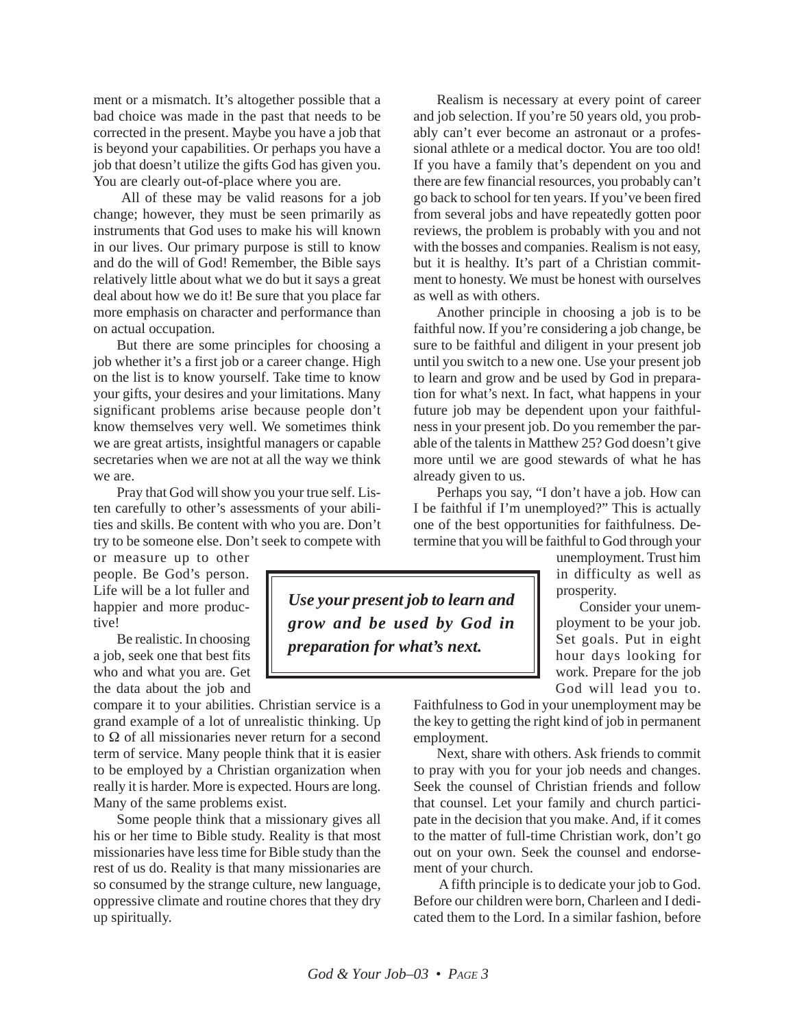ment or a mismatch. It's altogether possible that a bad choice was made in the past that needs to be corrected in the present. Maybe you have a job that is beyond your capabilities. Or perhaps you have a job that doesn't utilize the gifts God has given you. You are clearly out-of-place where you are.

All of these may be valid reasons for a job change; however, they must be seen primarily as instruments that God uses to make his will known in our lives. Our primary purpose is still to know and do the will of God! Remember, the Bible says relatively little about what we do but it says a great deal about how we do it! Be sure that you place far more emphasis on character and performance than on actual occupation.

But there are some principles for choosing a job whether it's a first job or a career change. High on the list is to know yourself. Take time to know your gifts, your desires and your limitations. Many significant problems arise because people don't know themselves very well. We sometimes think we are great artists, insightful managers or capable secretaries when we are not at all the way we think we are.

Pray that God will show you your true self. Listen carefully to other's assessments of your abilities and skills. Be content with who you are. Don't try to be someone else. Don't seek to compete with or measure up to other people. Be God's person. Life will be a lot fuller and happier and more productive!

Be realistic. In choosing a job, seek one that best fits who and what you are. Get the data about the job and compare it to your abilities. Christian service is a grand example of a lot of unrealistic thinking. Up to Ω of all missionaries never return for a second term of service. Many people think that it is easier to be employed by a Christian organization when really it is harder. More is expected. Hours are long. Many of the same problems exist.

Some people think that a missionary gives all his or her time to Bible study. Reality is that most missionaries have less time for Bible study than the rest of us do. Reality is that many missionaries are so consumed by the strange culture, new language, oppressive climate and routine chores that they dry up spiritually.

Realism is necessary at every point of career and job selection. If you're 50 years old, you probably can't ever become an astronaut or a professional athlete or a medical doctor. You are too old! If you have a family that's dependent on you and there are few financial resources, you probably can't go back to school for ten years. If you've been fired from several jobs and have repeatedly gotten poor reviews, the problem is probably with you and not with the bosses and companies. Realism is not easy, but it is healthy. It's part of a Christian commitment to honesty. We must be honest with ourselves as well as with others.

Another principle in choosing a job is to be faithful now. If you're considering a job change, be sure to be faithful and diligent in your present job until you switch to a new one. Use your present job to learn and grow and be used by God in preparation for what's next. In fact, what happens in your future job may be dependent upon your faithfulness in your present job. Do you remember the parable of the talents in Matthew 25? God doesn't give more until we are good stewards of what he has already given to us.

Perhaps you say, "I don't have a job. How can I be faithful if I'm unemployed?" This is actually one of the best opportunities for faithfulness. Determine that you will be faithful to God through your unemployment. Trust him in difficulty as well as prosperity.

Consider your unemployment to be your job. Set goals. Put in eight hour days looking for work. Prepare for the job God will lead you to. Faithfulness to God in your unemployment may be the key to getting the right kind of job in permanent employment.

Next, share with others. Ask friends to commit to pray with you for your job needs and changes. Seek the counsel of Christian friends and follow that counsel. Let your family and church participate in the decision that you make. And, if it comes to the matter of full-time Christian work, don't go out on your own. Seek the counsel and endorsement of your church.

A fifth principle is to dedicate your job to God. Before our children were born, Charleen and I dedicated them to the Lord. In a similar fashion, before

> ***Use your present job to learn and grow and be used by God in preparation for what's next.***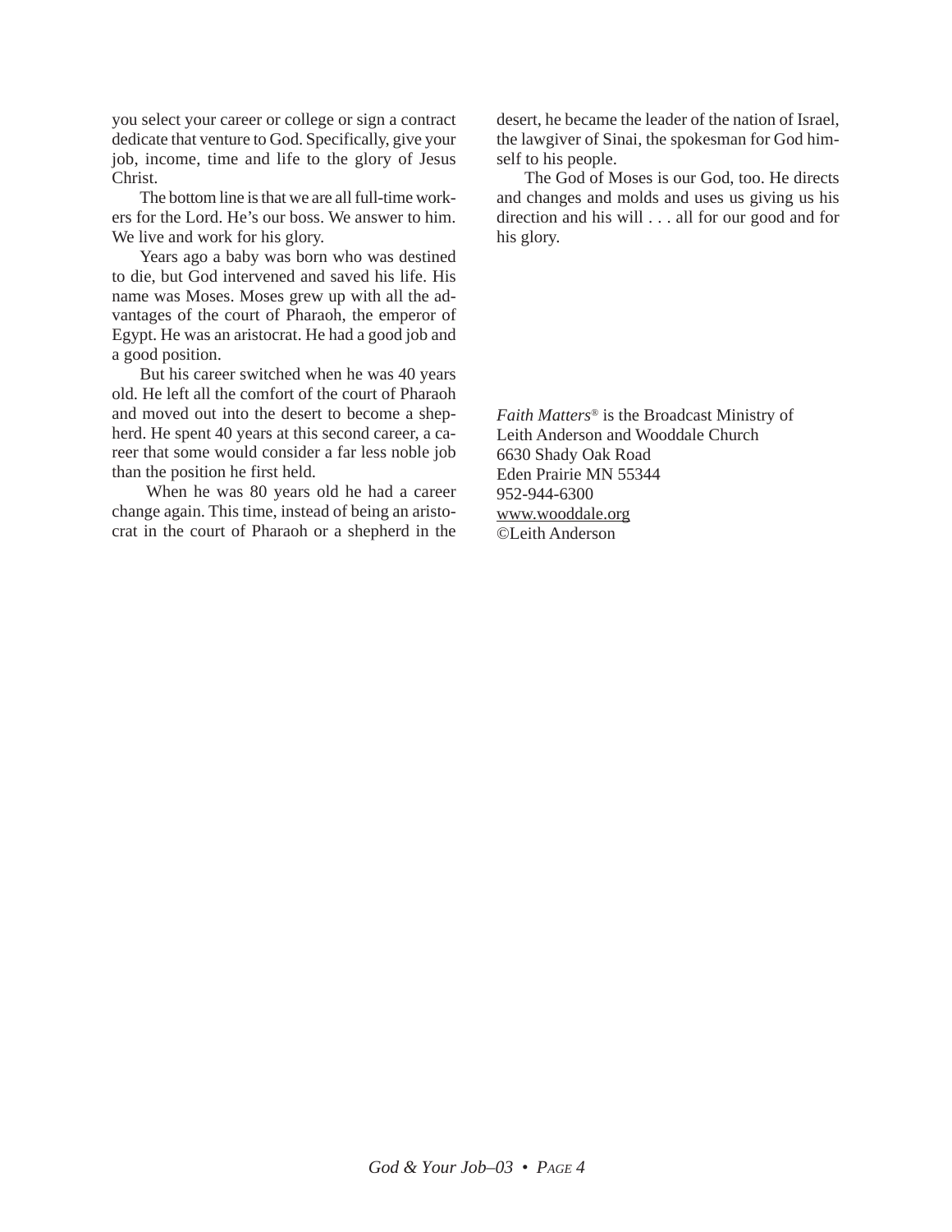you select your career or college or sign a contract dedicate that venture to God. Specifically, give your job, income, time and life to the glory of Jesus Christ.

The bottom line is that we are all full-time workers for the Lord. He's our boss. We answer to him. We live and work for his glory.

Years ago a baby was born who was destined to die, but God intervened and saved his life. His name was Moses. Moses grew up with all the advantages of the court of Pharaoh, the emperor of Egypt. He was an aristocrat. He had a good job and a good position.

But his career switched when he was 40 years old. He left all the comfort of the court of Pharaoh and moved out into the desert to become a shepherd. He spent 40 years at this second career, a career that some would consider a far less noble job than the position he first held.

When he was 80 years old he had a career change again. This time, instead of being an aristocrat in the court of Pharaoh or a shepherd in the desert, he became the leader of the nation of Israel, the lawgiver of Sinai, the spokesman for God himself to his people.

The God of Moses is our God, too. He directs and changes and molds and uses us giving us his direction and his will . . . all for our good and for his glory.

*Faith Matters*® is the Broadcast Ministry of
Leith Anderson and Wooddale Church
6630 Shady Oak Road
Eden Prairie MN 55344
952-944-6300
www.wooddale.org
©Leith Anderson